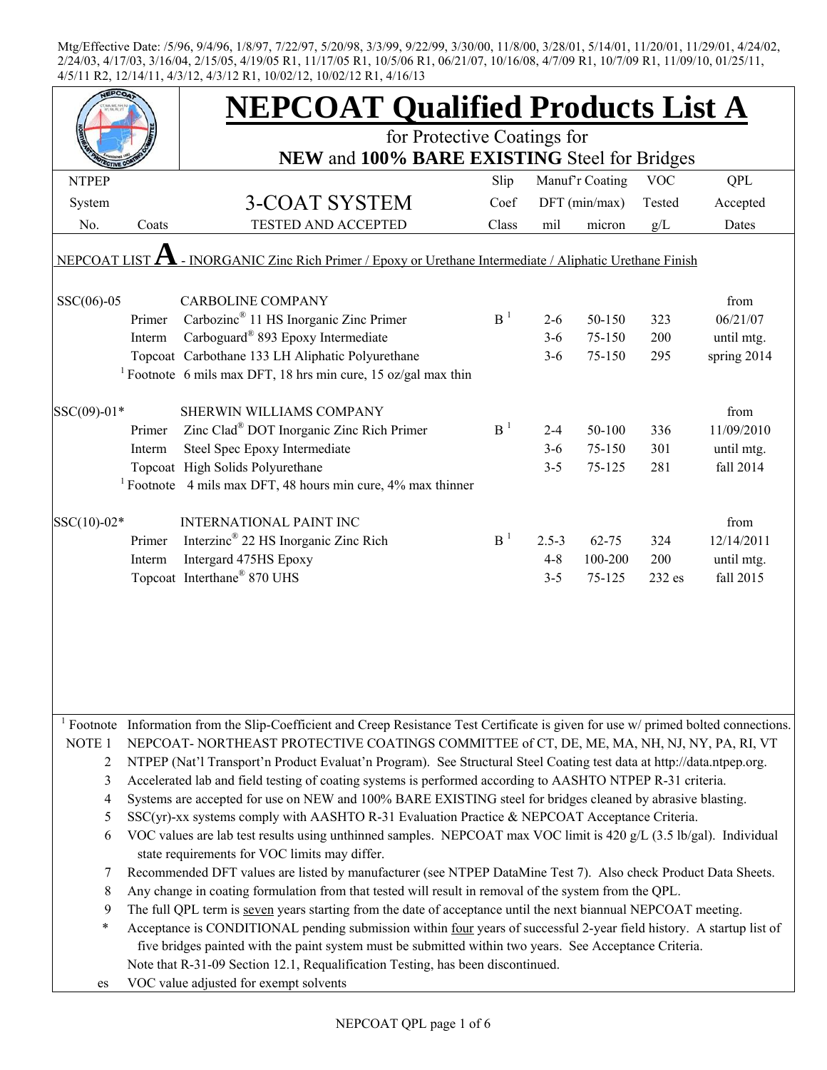Mtg/Effective Date: /5/96, 9/4/96, 1/8/97, 7/22/97, 5/20/98, 3/3/99, 9/22/99, 3/30/00, 11/8/00, 3/28/01, 5/14/01, 11/20/01, 11/29/01, 4/24/02, 2/24/03, 4/17/03, 3/16/04, 2/15/05, 4/19/05 R1, 11/17/05 R1, 10/5/06 R1, 06/21/07, 10/16/08, 4/7/09 R1, 10/7/09 R1, 11/09/10, 01/25/11, 4/5/11 R2, 12/14/11, 4/3/12, 4/3/12 R1, 10/02/12, 10/02/12 R1, 4/16/13

# NEPCOAT Qualified Products List A

for Protective Coatings for

**NEW** and **100% BARE EXISTING** Steel for Bridges

| NTPEP System No. | Coats | 3-COAT SYSTEM TESTED AND ACCEPTED | Slip Coef Class | Manuf'r Coating DFT (min/max) mil | micron | VOC Tested g/L | QPL Accepted Dates |
|---|---|---|---|---|---|---|---|
| NEPCOAT LIST **A** - INORGANIC Zinc Rich Primer / Epoxy or Urethane Intermediate / Aliphatic Urethane Finish | | | | | | | |
| SSC(06)-05 | | CAROLINE COMPANY | | | | | from |
| | Primer | Carbozinc® 11 HS Inorganic Zinc Primer | B [1] | 2-6 | 50-150 | 323 | 06/21/07 |
| | Interm | Carboguard® 893 Epoxy Intermediate | | 3-6 | 75-150 | 200 | until mtg. |
| | Topcoat | Carbothane 133 LH Aliphatic Polyurethane | | 3-6 | 75-150 | 295 | spring 2014 |
| | [1] Footnote | 6 mils max DFT, 18 hrs min cure, 15 oz/gal max thin | | | | | |
| SSC(09)-01* | | SHERWIN WILLIAMS COMPANY | | | | | from |
| | Primer | Zinc Clad® DOT Inorganic Zinc Rich Primer | B [1] | 2-4 | 50-100 | 336 | 11/09/2010 |
| | Interm | Steel Spec Epoxy Intermediate | | 3-6 | 75-150 | 301 | until mtg. |
| | Topcoat | High Solids Polyurethane | | 3-5 | 75-125 | 281 | fall 2014 |
| | [1] Footnote | 4 mils max DFT, 48 hours min cure, 4% max thinner | | | | | |
| SSC(10)-02* | | INTERNATIONAL PAINT INC | | | | | from |
| | Primer | Interzinc® 22 HS Inorganic Zinc Rich | B [1] | 2.5-3 | 62-75 | 324 | 12/14/2011 |
| | Interm | Intergard 475HS Epoxy | | 4-8 | 100-200 | 200 | until mtg. |
| | Topcoat | Interthane® 870 UHS | | 3-5 | 75-125 | 232 es | fall 2015 |

[1] Footnote Information from the Slip-Coefficient and Creep Resistance Test Certificate is given for use w/ primed bolted connections.

NOTE 1 NEPCOAT- NORTHEAST PROTECTIVE COATINGS COMMITTEE of CT, DE, ME, MA, NH, NJ, NY, PA, RI, VT

2 NTPEP (Nat'l Transport'n Product Evaluat'n Program). See Structural Steel Coating test data at http://data.ntpep.org.

3 Accelerated lab and field testing of coating systems is performed according to AASHTO NTPEP R-31 criteria.

4 Systems are accepted for use on NEW and 100% BARE EXISTING steel for bridges cleaned by abrasive blasting.

5 SSC(yr)-xx systems comply with AASHTO R-31 Evaluation Practice & NEPCOAT Acceptance Criteria.

6 VOC values are lab test results using unthinned samples. NEPCOAT max VOC limit is 420 g/L (3.5 lb/gal). Individual state requirements for VOC limits may differ.

7 Recommended DFT values are listed by manufacturer (see NTPEP DataMine Test 7). Also check Product Data Sheets.

8 Any change in coating formulation from that tested will result in removal of the system from the QPL.

9 The full QPL term is seven years starting from the date of acceptance until the next biannual NEPCOAT meeting.

* Acceptance is CONDITIONAL pending submission within four years of successful 2-year field history. A startup list of five bridges painted with the paint system must be submitted within two years. See Acceptance Criteria.

Note that R-31-09 Section 12.1, Requalification Testing, has been discontinued.

es VOC value adjusted for exempt solvents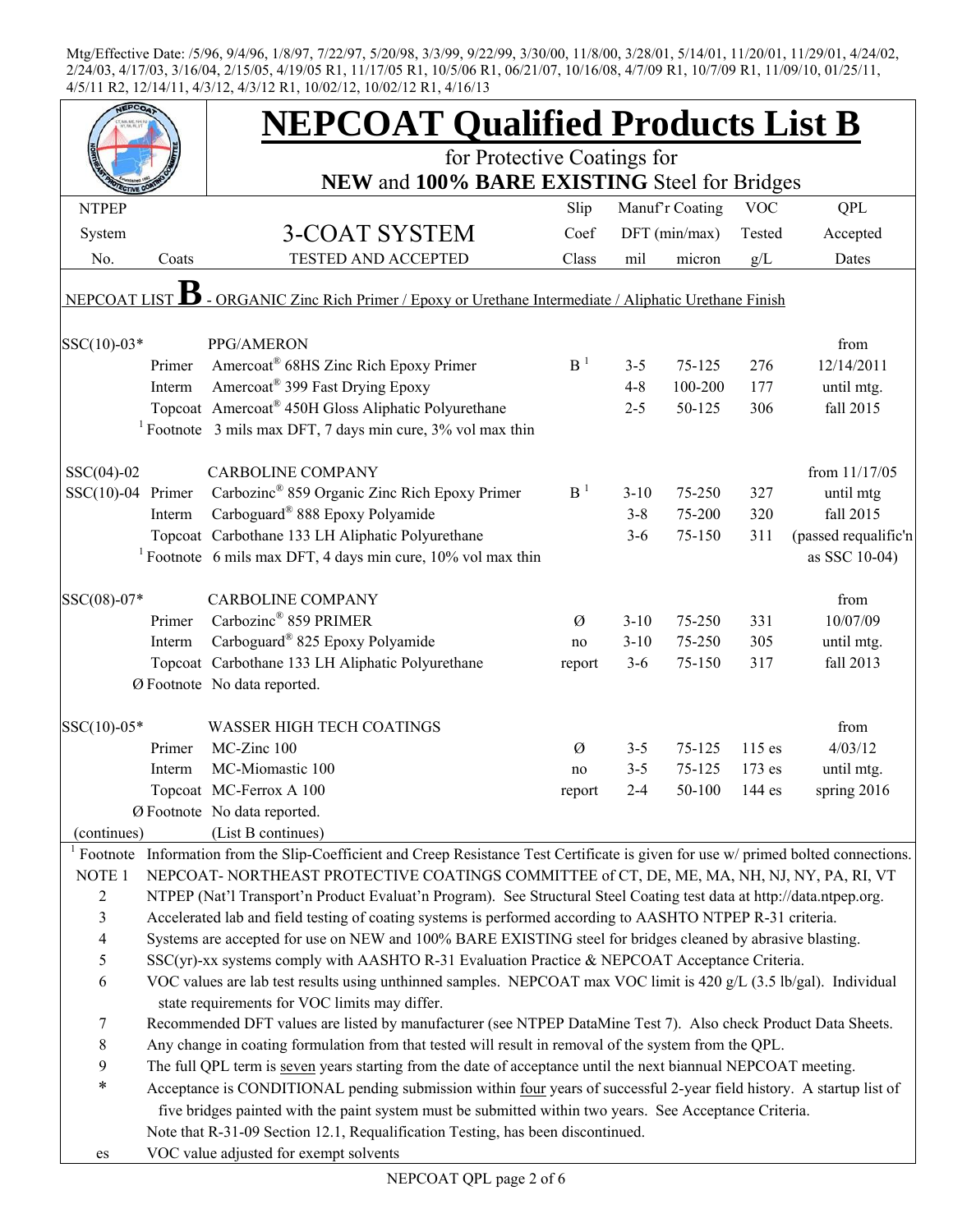Mtg/Effective Date: /5/96, 9/4/96, 1/8/97, 7/22/97, 5/20/98, 3/3/99, 9/22/99, 3/30/00, 11/8/00, 3/28/01, 5/14/01, 11/20/01, 11/29/01, 4/24/02, 2/24/03, 4/17/03, 3/16/04, 2/15/05, 4/19/05 R1, 11/17/05 R1, 10/5/06 R1, 06/21/07, 10/16/08, 4/7/09 R1, 10/7/09 R1, 11/09/10, 01/25/11, 4/5/11 R2, 12/14/11, 4/3/12, 4/3/12 R1, 10/02/12, 10/02/12 R1, 4/16/13

# NEPCOAT Qualified Products List B

for Protective Coatings for
**NEW** and **100% BARE EXISTING** Steel for Bridges

| NTPEP System No. | Coats | 3-COAT SYSTEM TESTED AND ACCEPTED | Slip Coef Class | Manuf'r Coating DFT (min/max) mil | micron | VOC Tested g/L | QPL Accepted Dates |
|---|---|---|---|---|---|---|---|
| NEPCOAT LIST **B** - ORGANIC Zinc Rich Primer / Epoxy or Urethane Intermediate / Aliphatic Urethane Finish | | | | | | | |
| SSC(10)-03* | | PPG/AMERON | | | | | from |
| | Primer | Amercoat® 68HS Zinc Rich Epoxy Primer | B [1] | 3-5 | 75-125 | 276 | 12/14/2011 |
| | Interm | Amercoat® 399 Fast Drying Epoxy | | 4-8 | 100-200 | 177 | until mtg. |
| | Topcoat | Amercoat® 450H Gloss Aliphatic Polyurethane | | 2-5 | 50-125 | 306 | fall 2015 |
| | [1] Footnote | 3 mils max DFT, 7 days min cure, 3% vol max thin | | | | | |
| SSC(04)-02 | | CARBOLINE COMPANY | | | | | from 11/17/05 |
| SSC(10)-04 | Primer | Carbozinc® 859 Organic Zinc Rich Epoxy Primer | B [1] | 3-10 | 75-250 | 327 | until mtg |
| | Interm | Carboguard® 888 Epoxy Polyamide | | 3-8 | 75-200 | 320 | fall 2015 |
| | Topcoat | Carbothane 133 LH Aliphatic Polyurethane | | 3-6 | 75-150 | 311 | (passed requalific'n |
| | [1] Footnote | 6 mils max DFT, 4 days min cure, 10% vol max thin | | | | | as SSC 10-04) |
| SSC(08)-07* | | CARBOLINE COMPANY | | | | | from |
| | Primer | Carbozinc® 859 PRIMER | Ø | 3-10 | 75-250 | 331 | 10/07/09 |
| | Interm | Carboguard® 825 Epoxy Polyamide | no | 3-10 | 75-250 | 305 | until mtg. |
| | Topcoat | Carbothane 133 LH Aliphatic Polyurethane | report | 3-6 | 75-150 | 317 | fall 2013 |
| | Ø Footnote | No data reported. | | | | | |
| SSC(10)-05* | | WASSER HIGH TECH COATINGS | | | | | from |
| | Primer | MC-Zinc 100 | Ø | 3-5 | 75-125 | 115 es | 4/03/12 |
| | Interm | MC-Miomastic 100 | no | 3-5 | 75-125 | 173 es | until mtg. |
| | Topcoat | MC-Ferrox A 100 | report | 2-4 | 50-100 | 144 es | spring 2016 |
| | Ø Footnote | No data reported. | | | | | |
| (continues) | | (List B continues) | | | | | |

[1] Footnote Information from the Slip-Coefficient and Creep Resistance Test Certificate is given for use w/ primed bolted connections.

NOTE 1 NEPCOAT- NORTHEAST PROTECTIVE COATINGS COMMITTEE of CT, DE, ME, MA, NH, NJ, NY, PA, RI, VT

2 NTPEP (Nat'l Transport'n Product Evaluat'n Program). See Structural Steel Coating test data at http://data.ntpep.org.

3 Accelerated lab and field testing of coating systems is performed according to AASHTO NTPEP R-31 criteria.

4 Systems are accepted for use on NEW and 100% BARE EXISTING steel for bridges cleaned by abrasive blasting.

5 SSC(yr)-xx systems comply with AASHTO R-31 Evaluation Practice & NEPCOAT Acceptance Criteria.

6 VOC values are lab test results using unthinned samples. NEPCOAT max VOC limit is 420 g/L (3.5 lb/gal). Individual state requirements for VOC limits may differ.

7 Recommended DFT values are listed by manufacturer (see NTPEP DataMine Test 7). Also check Product Data Sheets.

8 Any change in coating formulation from that tested will result in removal of the system from the QPL.

9 The full QPL term is seven years starting from the date of acceptance until the next biannual NEPCOAT meeting.

\* Acceptance is CONDITIONAL pending submission within four years of successful 2-year field history. A startup list of five bridges painted with the paint system must be submitted within two years. See Acceptance Criteria.

Note that R-31-09 Section 12.1, Requalification Testing, has been discontinued.

es VOC value adjusted for exempt solvents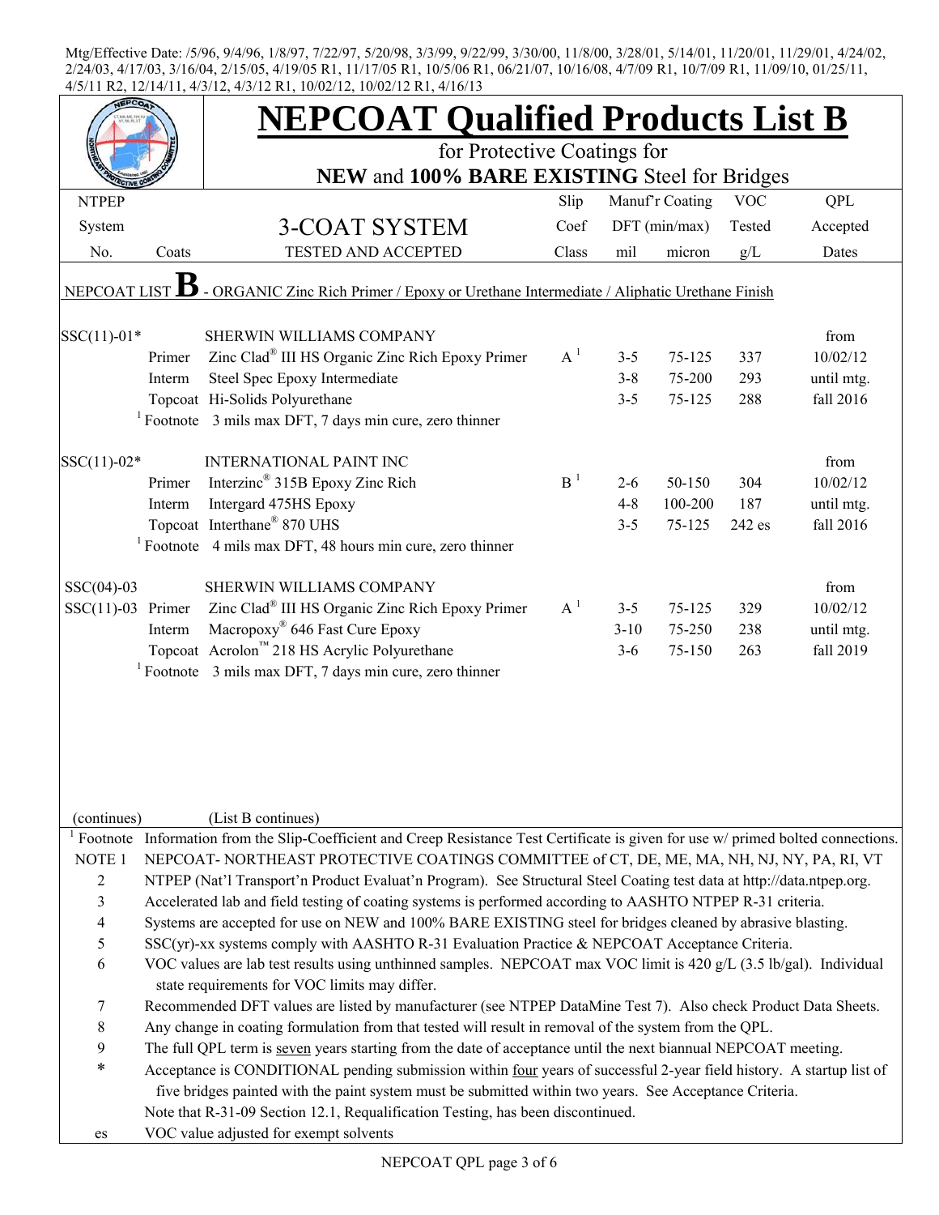Mtg/Effective Date: /5/96, 9/4/96, 1/8/97, 7/22/97, 5/20/98, 3/3/99, 9/22/99, 3/30/00, 11/8/00, 3/28/01, 5/14/01, 11/20/01, 11/29/01, 4/24/02, 2/24/03, 4/17/03, 3/16/04, 2/15/05, 4/19/05 R1, 11/17/05 R1, 10/5/06 R1, 06/21/07, 10/16/08, 4/7/09 R1, 10/7/09 R1, 11/09/10, 01/25/11, 4/5/11 R2, 12/14/11, 4/3/12, 4/3/12 R1, 10/02/12, 10/02/12 R1, 4/16/13

# NEPCOAT Qualified Products List B

## for Protective Coatings for **NEW** and **100% BARE EXISTING** Steel for Bridges

| NTPEP System No. | Coats | 3-COAT SYSTEM TESTED AND ACCEPTED | Slip Coef Class | Manuf'r Coating DFT (min/max) mil | micron | VOC Tested g/L | QPL Accepted Dates |
|---|---|---|---|---|---|---|---|
| NEPCOAT LIST **B** - ORGANIC Zinc Rich Primer / Epoxy or Urethane Intermediate / Aliphatic Urethane Finish | | | | | | | |
| SSC(11)-01* | | SHERWIN WILLIAMS COMPANY | | | | | from |
| | Primer | Zinc Clad® III HS Organic Zinc Rich Epoxy Primer | A[1] | 3-5 | 75-125 | 337 | 10/02/12 |
| | Interm | Steel Spec Epoxy Intermediate | | 3-8 | 75-200 | 293 | until mtg. |
| | Topcoat | Hi-Solids Polyurethane | | 3-5 | 75-125 | 288 | fall 2016 |
| | [1] Footnote | 3 mils max DFT, 7 days min cure, zero thinner | | | | | |
| SSC(11)-02* | | INTERNATIONAL PAINT INC | | | | | from |
| | Primer | Interzinc® 315B Epoxy Zinc Rich | B[1] | 2-6 | 50-150 | 304 | 10/02/12 |
| | Interm | Intergard 475HS Epoxy | | 4-8 | 100-200 | 187 | until mtg. |
| | Topcoat | Interthane® 870 UHS | | 3-5 | 75-125 | 242 es | fall 2016 |
| | [1] Footnote | 4 mils max DFT, 48 hours min cure, zero thinner | | | | | |
| SSC(04)-03 | | SHERWIN WILLIAMS COMPANY | | | | | from |
| SSC(11)-03 | Primer | Zinc Clad® III HS Organic Zinc Rich Epoxy Primer | A[1] | 3-5 | 75-125 | 329 | 10/02/12 |
| | Interm | Macropoxy® 646 Fast Cure Epoxy | | 3-10 | 75-250 | 238 | until mtg. |
| | Topcoat | Acrolon™ 218 HS Acrylic Polyurethane | | 3-6 | 75-150 | 263 | fall 2019 |
| | [1] Footnote | 3 mils max DFT, 7 days min cure, zero thinner | | | | | |

(continues) (List B continues)

[1] Footnote Information from the Slip-Coefficient and Creep Resistance Test Certificate is given for use w/ primed bolted connections.

NOTE 1 NEPCOAT- NORTHEAST PROTECTIVE COATINGS COMMITTEE of CT, DE, ME, MA, NH, NJ, NY, PA, RI, VT

2 NTPEP (Nat'l Transport'n Product Evaluat'n Program). See Structural Steel Coating test data at http://data.ntpep.org.

3 Accelerated lab and field testing of coating systems is performed according to AASHTO NTPEP R-31 criteria.

4 Systems are accepted for use on NEW and 100% BARE EXISTING steel for bridges cleaned by abrasive blasting.

5 SSC(yr)-xx systems comply with AASHTO R-31 Evaluation Practice & NEPCOAT Acceptance Criteria.

6 VOC values are lab test results using unthinned samples. NEPCOAT max VOC limit is 420 g/L (3.5 lb/gal). Individual state requirements for VOC limits may differ.

7 Recommended DFT values are listed by manufacturer (see NTPEP DataMine Test 7). Also check Product Data Sheets.

8 Any change in coating formulation from that tested will result in removal of the system from the QPL.

9 The full QPL term is seven years starting from the date of acceptance until the next biannual NEPCOAT meeting.

* Acceptance is CONDITIONAL pending submission within four years of successful 2-year field history. A startup list of five bridges painted with the paint system must be submitted within two years. See Acceptance Criteria.

Note that R-31-09 Section 12.1, Requalification Testing, has been discontinued.

es VOC value adjusted for exempt solvents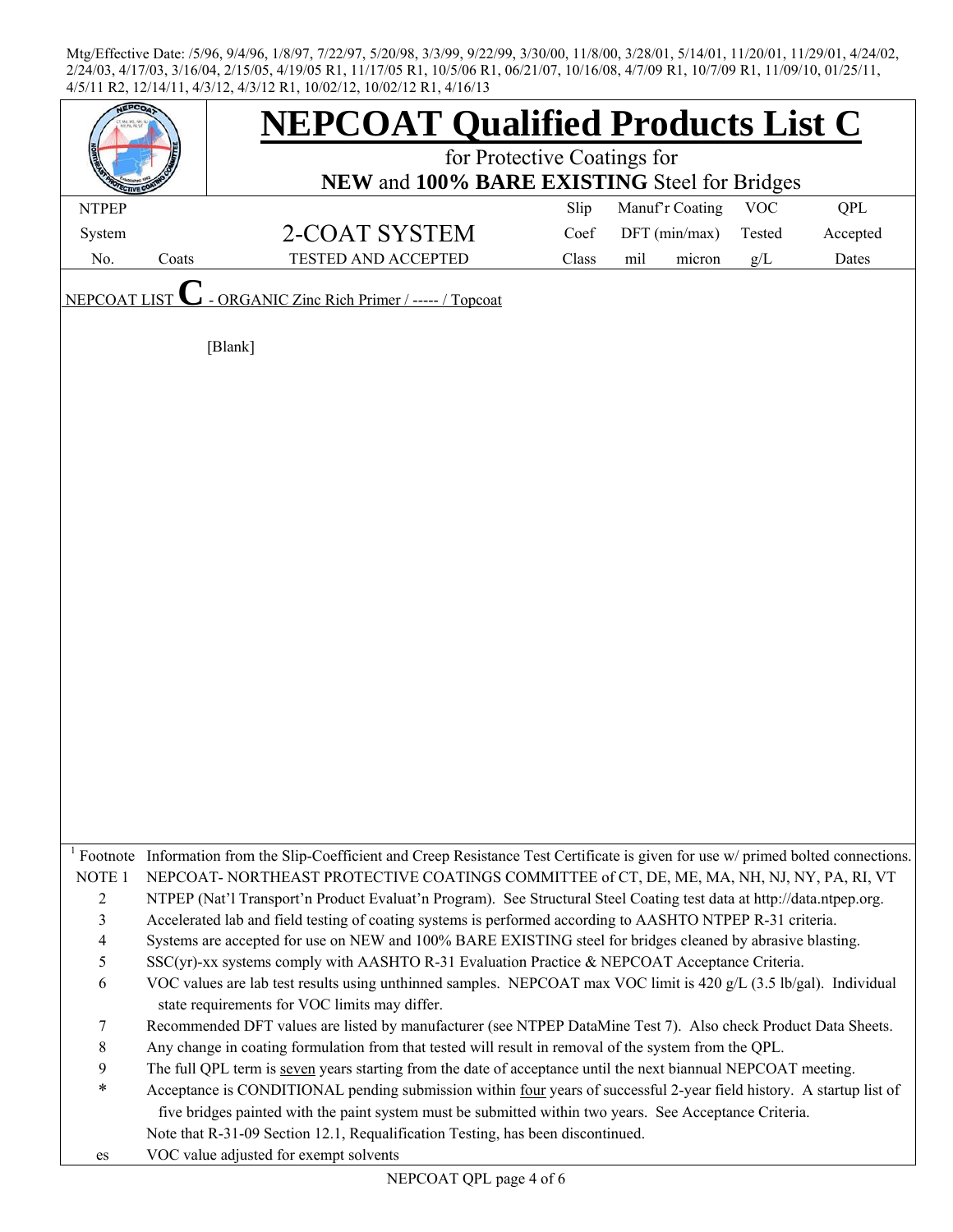Mtg/Effective Date: /5/96, 9/4/96, 1/8/97, 7/22/97, 5/20/98, 3/3/99, 9/22/99, 3/30/00, 11/8/00, 3/28/01, 5/14/01, 11/20/01, 11/29/01, 4/24/02, 2/24/03, 4/17/03, 3/16/04, 2/15/05, 4/19/05 R1, 11/17/05 R1, 10/5/06 R1, 06/21/07, 10/16/08, 4/7/09 R1, 10/7/09 R1, 11/09/10, 01/25/11, 4/5/11 R2, 12/14/11, 4/3/12, 4/3/12 R1, 10/02/12, 10/02/12 R1, 4/16/13

# NEPCOAT Qualified Products List C

for Protective Coatings for
**NEW** and **100% BARE EXISTING** Steel for Bridges

| NTPEP System No. | Coats | 2-COAT SYSTEM TESTED AND ACCEPTED | Slip Coef Class | Manuf'r Coating DFT (min/max) mil | micron | VOC Tested g/L | QPL Accepted Dates |
|---|---|---|---|---|---|---|---|

NEPCOAT LIST **C** - ORGANIC Zinc Rich Primer / ----- / Topcoat

[Blank]

| | |
|---|---|
| [1] Footnote | Information from the Slip-Coefficient and Creep Resistance Test Certificate is given for use w/ primed bolted connections. |
| NOTE 1 | NEPCOAT- NORTHEAST PROTECTIVE COATINGS COMMITTEE of CT, DE, ME, MA, NH, NJ, NY, PA, RI, VT |
| 2 | NTPEP (Nat'l Transport'n Product Evaluat'n Program). See Structural Steel Coating test data at http://data.ntpep.org. |
| 3 | Accelerated lab and field testing of coating systems is performed according to AASHTO NTPEP R-31 criteria. |
| 4 | Systems are accepted for use on NEW and 100% BARE EXISTING steel for bridges cleaned by abrasive blasting. |
| 5 | SSC(yr)-xx systems comply with AASHTO R-31 Evaluation Practice & NEPCOAT Acceptance Criteria. |
| 6 | VOC values are lab test results using unthinned samples. NEPCOAT max VOC limit is 420 g/L (3.5 lb/gal). Individual state requirements for VOC limits may differ. |
| 7 | Recommended DFT values are listed by manufacturer (see NTPEP DataMine Test 7). Also check Product Data Sheets. |
| 8 | Any change in coating formulation from that tested will result in removal of the system from the QPL. |
| 9 | The full QPL term is seven years starting from the date of acceptance until the next biannual NEPCOAT meeting. |
| * | Acceptance is CONDITIONAL pending submission within four years of successful 2-year field history. A startup list of five bridges painted with the paint system must be submitted within two years. See Acceptance Criteria. |
| | Note that R-31-09 Section 12.1, Requalification Testing, has been discontinued. |
| es | VOC value adjusted for exempt solvents |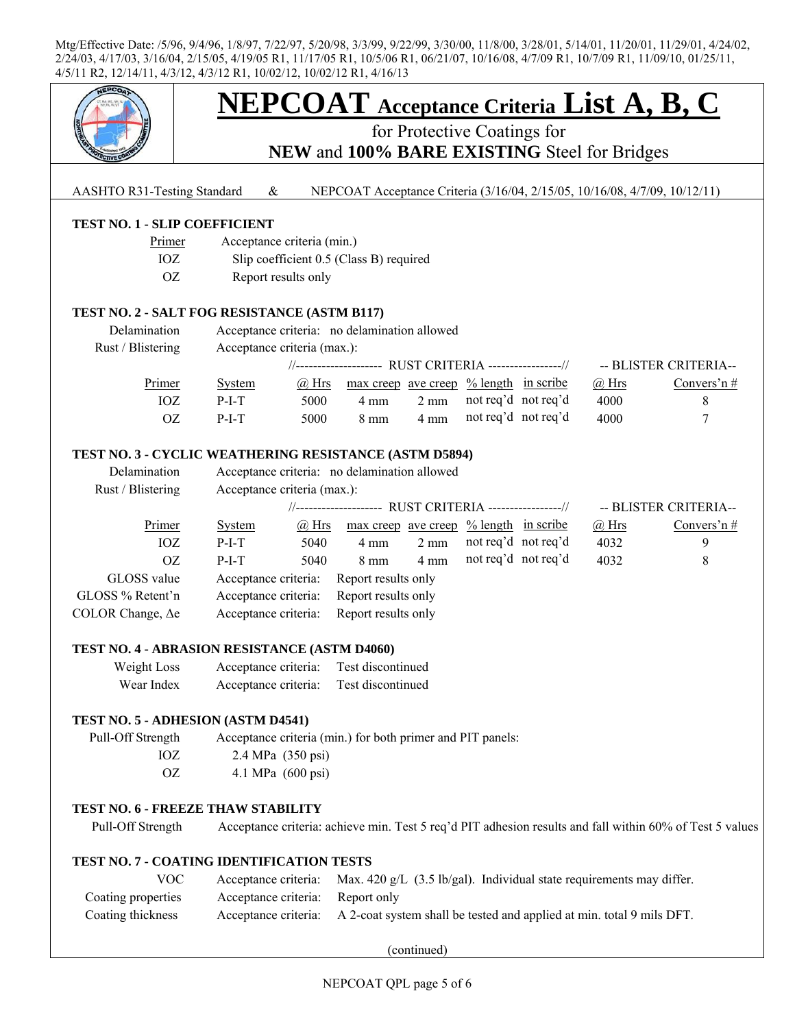Mtg/Effective Date: /5/96, 9/4/96, 1/8/97, 7/22/97, 5/20/98, 3/3/99, 9/22/99, 3/30/00, 11/8/00, 3/28/01, 5/14/01, 11/20/01, 11/29/01, 4/24/02, 2/24/03, 4/17/03, 3/16/04, 2/15/05, 4/19/05 R1, 11/17/05 R1, 10/5/06 R1, 06/21/07, 10/16/08, 4/7/09 R1, 10/7/09 R1, 11/09/10, 01/25/11, 4/5/11 R2, 12/14/11, 4/3/12, 4/3/12 R1, 10/02/12, 10/02/12 R1, 4/16/13

# NEPCOAT Acceptance Criteria List A, B, C

for Protective Coatings for

**NEW** and **100% BARE EXISTING** Steel for Bridges

AASHTO R31-Testing Standard & NEPCOAT Acceptance Criteria (3/16/04, 2/15/05, 10/16/08, 4/7/09, 10/12/11)

### TEST NO. 1 - SLIP COEFFICIENT

| Primer | Acceptance criteria (min.) |
|---|---|
| IOZ | Slip coefficient 0.5 (Class B) required |
| OZ | Report results only |

### TEST NO. 2 - SALT FOG RESISTANCE (ASTM B117)

Delamination: Acceptance criteria: no delamination allowed

Rust / Blistering: Acceptance criteria (max.):

| | | RUST CRITERIA | | | | | BLISTER CRITERIA | |
|---|---|---|---|---|---|---|---|---|
| Primer | System | @ Hrs | max creep | ave creep | % length | in scribe | @ Hrs | Convers'n # |
| IOZ | P-I-T | 5000 | 4 mm | 2 mm | not req'd | not req'd | 4000 | 8 |
| OZ | P-I-T | 5000 | 8 mm | 4 mm | not req'd | not req'd | 4000 | 7 |

### TEST NO. 3 - CYCLIC WEATHERING RESISTANCE (ASTM D5894)

Delamination: Acceptance criteria: no delamination allowed

Rust / Blistering: Acceptance criteria (max.):

| | | RUST CRITERIA | | | | | BLISTER CRITERIA | |
|---|---|---|---|---|---|---|---|---|
| Primer | System | @ Hrs | max creep | ave creep | % length | in scribe | @ Hrs | Convers'n # |
| IOZ | P-I-T | 5040 | 4 mm | 2 mm | not req'd | not req'd | 4032 | 9 |
| OZ | P-I-T | 5040 | 8 mm | 4 mm | not req'd | not req'd | 4032 | 8 |

GLOSS value: Acceptance criteria: Report results only

GLOSS % Retent'n: Acceptance criteria: Report results only

COLOR Change, Δe: Acceptance criteria: Report results only

### TEST NO. 4 - ABRASION RESISTANCE (ASTM D4060)

Weight Loss: Acceptance criteria: Test discontinued

Wear Index: Acceptance criteria: Test discontinued

### TEST NO. 5 - ADHESION (ASTM D4541)

Pull-Off Strength: Acceptance criteria (min.) for both primer and PIT panels:

| | |
|---|---|
| IOZ | 2.4 MPa (350 psi) |
| OZ | 4.1 MPa (600 psi) |

### TEST NO. 6 - FREEZE THAW STABILITY

Pull-Off Strength: Acceptance criteria: achieve min. Test 5 req'd PIT adhesion results and fall within 60% of Test 5 values

### TEST NO. 7 - COATING IDENTIFICATION TESTS

VOC: Acceptance criteria: Max. 420 g/L (3.5 lb/gal). Individual state requirements may differ.

Coating properties: Acceptance criteria: Report only

Coating thickness: Acceptance criteria: A 2-coat system shall be tested and applied at min. total 9 mils DFT.

(continued)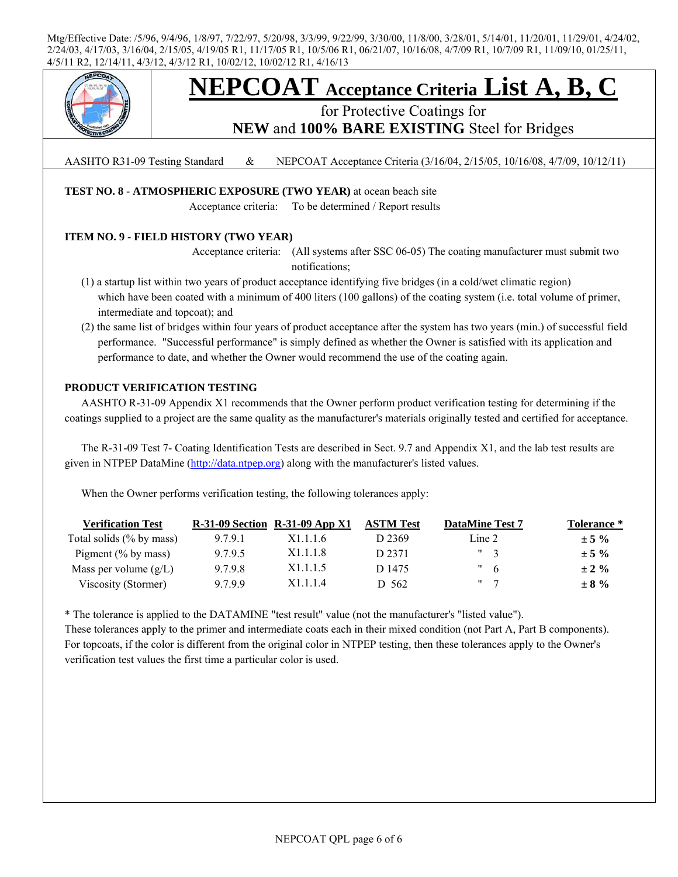Mtg/Effective Date: /5/96, 9/4/96, 1/8/97, 7/22/97, 5/20/98, 3/3/99, 9/22/99, 3/30/00, 11/8/00, 3/28/01, 5/14/01, 11/20/01, 11/29/01, 4/24/02, 2/24/03, 4/17/03, 3/16/04, 2/15/05, 4/19/05 R1, 11/17/05 R1, 10/5/06 R1, 06/21/07, 10/16/08, 4/7/09 R1, 10/7/09 R1, 11/09/10, 01/25/11, 4/5/11 R2, 12/14/11, 4/3/12, 4/3/12 R1, 10/02/12, 10/02/12 R1, 4/16/13

# NEPCOAT Acceptance Criteria List A, B, C

for Protective Coatings for
**NEW** and **100% BARE EXISTING** Steel for Bridges

AASHTO R31-09 Testing Standard & NEPCOAT Acceptance Criteria (3/16/04, 2/15/05, 10/16/08, 4/7/09, 10/12/11)

**TEST NO. 8 - ATMOSPHERIC EXPOSURE (TWO YEAR)** at ocean beach site

Acceptance criteria: To be determined / Report results

**ITEM NO. 9 - FIELD HISTORY (TWO YEAR)**

Acceptance criteria: (All systems after SSC 06-05) The coating manufacturer must submit two notifications;

(1) a startup list within two years of product acceptance identifying five bridges (in a cold/wet climatic region) which have been coated with a minimum of 400 liters (100 gallons) of the coating system (i.e. total volume of primer, intermediate and topcoat); and

(2) the same list of bridges within four years of product acceptance after the system has two years (min.) of successful field performance. "Successful performance" is simply defined as whether the Owner is satisfied with its application and performance to date, and whether the Owner would recommend the use of the coating again.

**PRODUCT VERIFICATION TESTING**

AASHTO R-31-09 Appendix X1 recommends that the Owner perform product verification testing for determining if the coatings supplied to a project are the same quality as the manufacturer's materials originally tested and certified for acceptance.

The R-31-09 Test 7- Coating Identification Tests are described in Sect. 9.7 and Appendix X1, and the lab test results are given in NTPEP DataMine (http://data.ntpep.org) along with the manufacturer's listed values.

When the Owner performs verification testing, the following tolerances apply:

| Verification Test | R-31-09 Section | R-31-09 App X1 | ASTM Test | DataMine Test 7 | Tolerance * |
|---|---|---|---|---|---|
| Total solids (% by mass) | 9.7.9.1 | X1.1.1.6 | D 2369 | Line 2 | **± 5 %** |
| Pigment (% by mass) | 9.7.9.5 | X1.1.1.8 | D 2371 | " 3 | **± 5 %** |
| Mass per volume (g/L) | 9.7.9.8 | X1.1.1.5 | D 1475 | " 6 | **± 2 %** |
| Viscosity (Stormer) | 9.7.9.9 | X1.1.1.4 | D 562 | " 7 | **± 8 %** |

* The tolerance is applied to the DATAMINE "test result" value (not the manufacturer's "listed value").
These tolerances apply to the primer and intermediate coats each in their mixed condition (not Part A, Part B components).
For topcoats, if the color is different from the original color in NTPEP testing, then these tolerances apply to the Owner's verification test values the first time a particular color is used.